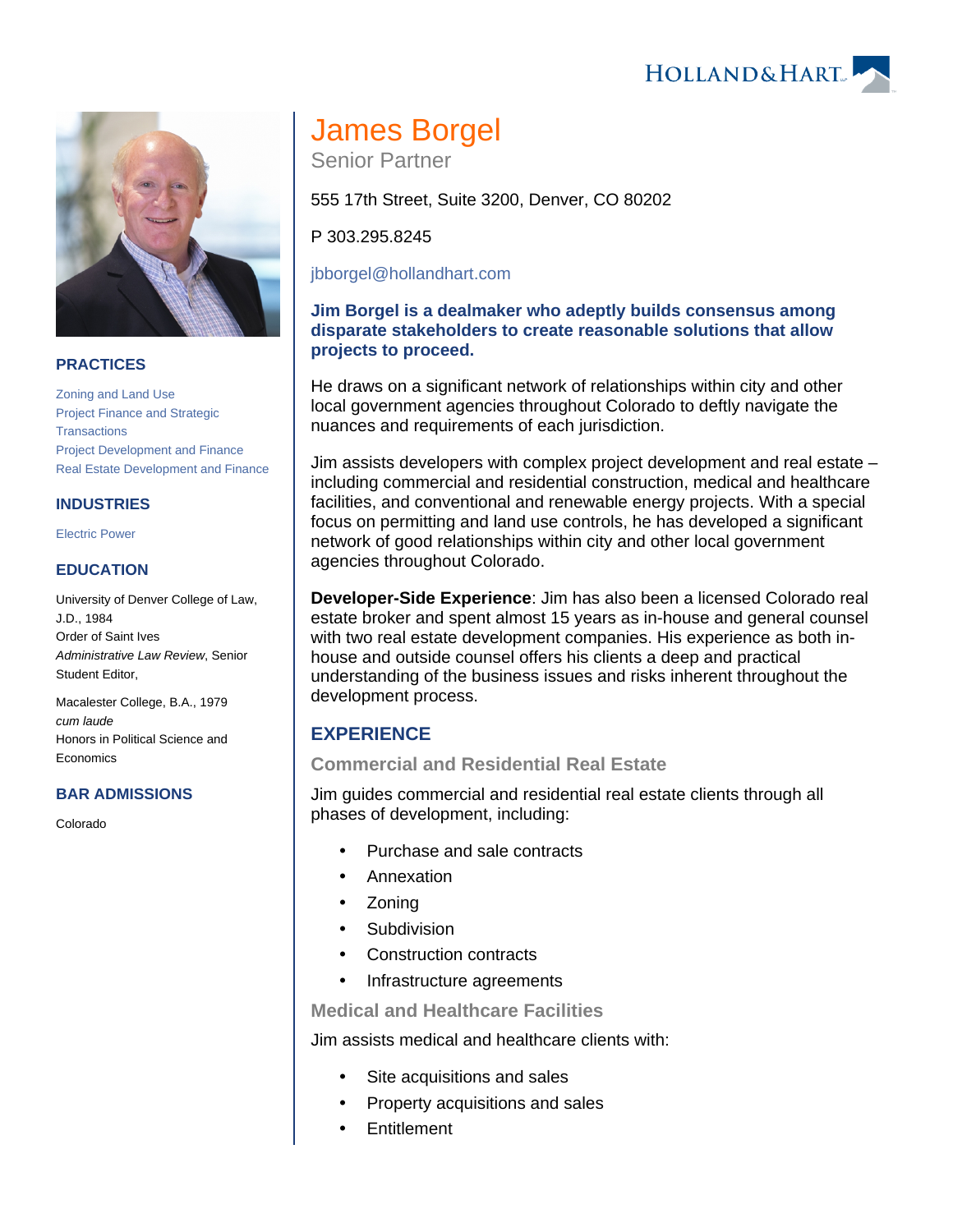# James Borgel

Senior Partner

555 17th Street, Suite 3200, Denver, CO 80202

P 303.295.8245

jbborgel@hollandhart.com

**Jim Borgel is a dealmaker who adeptly builds consensus among disparate stakeholders to create reasonable solutions that allow projects to proceed.**

He draws on a significant network of relationships within city and other local government agencies throughout Colorado to deftly navigate the nuances and requirements of each jurisdiction.

Jim assists developers with complex project development and real estate – including commercial and residential construction, medical and healthcare facilities, and conventional and renewable energy projects. With a special focus on permitting and land use controls, he has developed a significant network of good relationships within city and other local government agencies throughout Colorado.

**Developer-Side Experience**: Jim has also been a licensed Colorado real estate broker and spent almost 15 years as in-house and general counsel with two real estate development companies. His experience as both in-house and outside counsel offers his clients a deep and practical understanding of the business issues and risks inherent throughout the development process.

## EXPERIENCE

### Commercial and Residential Real Estate

Jim guides commercial and residential real estate clients through all phases of development, including:

- Purchase and sale contracts
- Annexation
- Zoning
- Subdivision
- Construction contracts
- Infrastructure agreements

### Medical and Healthcare Facilities

Jim assists medical and healthcare clients with:

- Site acquisitions and sales
- Property acquisitions and sales
- Entitlement

## PRACTICES

Zoning and Land Use
Project Finance and Strategic Transactions
Project Development and Finance
Real Estate Development and Finance

## INDUSTRIES

Electric Power

## EDUCATION

University of Denver College of Law, J.D., 1984
Order of Saint Ives
*Administrative Law Review*, Senior Student Editor,

Macalester College, B.A., 1979
*cum laude*
Honors in Political Science and Economics

## BAR ADMISSIONS

Colorado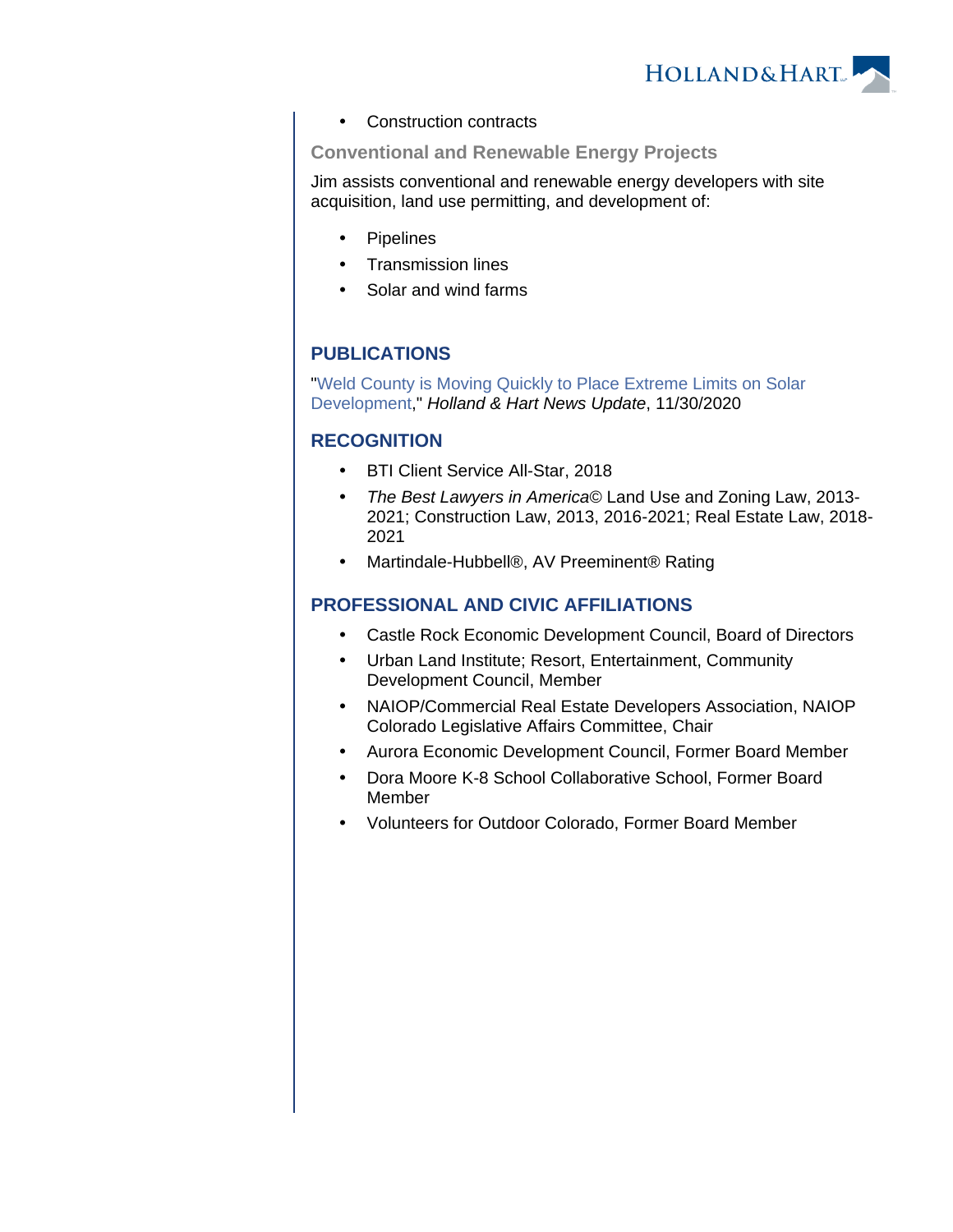- Construction contracts

### Conventional and Renewable Energy Projects

Jim assists conventional and renewable energy developers with site acquisition, land use permitting, and development of:

- Pipelines
- Transmission lines
- Solar and wind farms

## PUBLICATIONS

"Weld County is Moving Quickly to Place Extreme Limits on Solar Development," *Holland & Hart News Update*, 11/30/2020

## RECOGNITION

- BTI Client Service All-Star, 2018
- *The Best Lawyers in America*© Land Use and Zoning Law, 2013-2021; Construction Law, 2013, 2016-2021; Real Estate Law, 2018-2021
- Martindale-Hubbell®, AV Preeminent® Rating

## PROFESSIONAL AND CIVIC AFFILIATIONS

- Castle Rock Economic Development Council, Board of Directors
- Urban Land Institute; Resort, Entertainment, Community Development Council, Member
- NAIOP/Commercial Real Estate Developers Association, NAIOP Colorado Legislative Affairs Committee, Chair
- Aurora Economic Development Council, Former Board Member
- Dora Moore K-8 School Collaborative School, Former Board Member
- Volunteers for Outdoor Colorado, Former Board Member